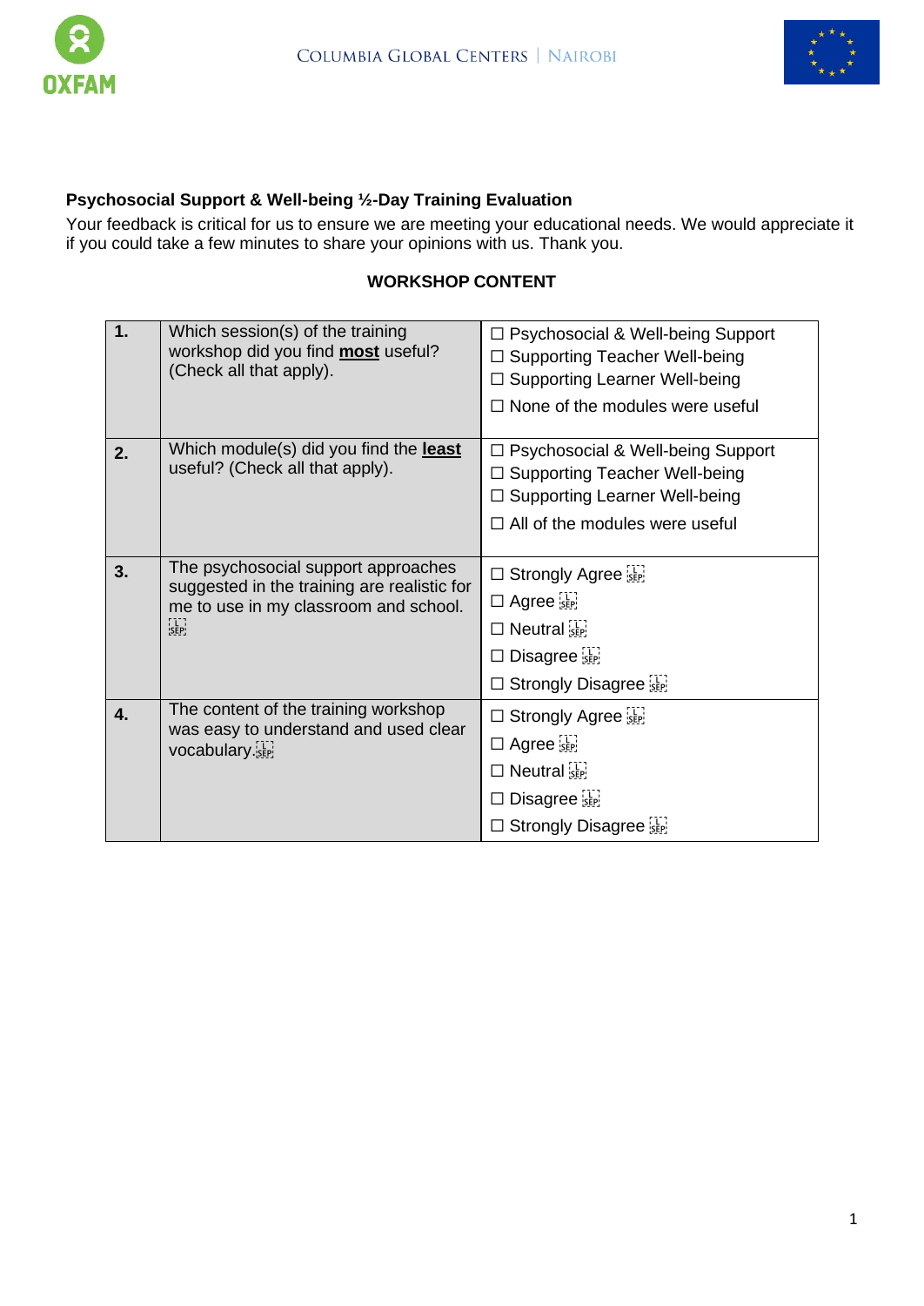Oxfam | Columbia Global Centers | Nairobi

**Psychosocial Support & Well-being ½-Day Training Evaluation**

Your feedback is critical for us to ensure we are meeting your educational needs. We would appreciate it if you could take a few minutes to share your opinions with us. Thank you.

**WORKSHOP CONTENT**

| | | |
|---|---|---|
| **1.** | Which session(s) of the training workshop did you find **most** useful? (Check all that apply). | ☐ Psychosocial & Well-being Support<br>☐ Supporting Teacher Well-being<br>☐ Supporting Learner Well-being<br>☐ None of the modules were useful |
| **2.** | Which module(s) did you find the **least** useful? (Check all that apply). | ☐ Psychosocial & Well-being Support<br>☐ Supporting Teacher Well-being<br>☐ Supporting Learner Well-being<br>☐ All of the modules were useful |
| **3.** | The psychosocial support approaches suggested in the training are realistic for me to use in my classroom and school. | ☐ Strongly Agree<br>☐ Agree<br>☐ Neutral<br>☐ Disagree<br>☐ Strongly Disagree |
| **4.** | The content of the training workshop was easy to understand and used clear vocabulary. | ☐ Strongly Agree<br>☐ Agree<br>☐ Neutral<br>☐ Disagree<br>☐ Strongly Disagree |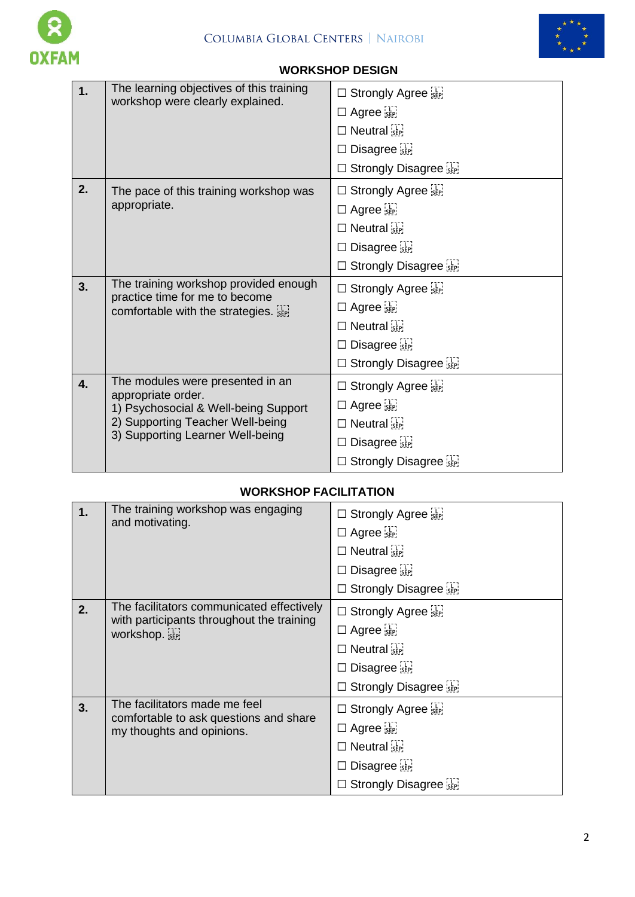## WORKSHOP DESIGN

| | | |
|---|---|---|
| **1.** | The learning objectives of this training workshop were clearly explained. | ☐ Strongly Agree<br>☐ Agree<br>☐ Neutral<br>☐ Disagree<br>☐ Strongly Disagree |
| **2.** | The pace of this training workshop was appropriate. | ☐ Strongly Agree<br>☐ Agree<br>☐ Neutral<br>☐ Disagree<br>☐ Strongly Disagree |
| **3.** | The training workshop provided enough practice time for me to become comfortable with the strategies. | ☐ Strongly Agree<br>☐ Agree<br>☐ Neutral<br>☐ Disagree<br>☐ Strongly Disagree |
| **4.** | The modules were presented in an appropriate order.<br>1) Psychosocial & Well-being Support<br>2) Supporting Teacher Well-being<br>3) Supporting Learner Well-being | ☐ Strongly Agree<br>☐ Agree<br>☐ Neutral<br>☐ Disagree<br>☐ Strongly Disagree |

## WORKSHOP FACILITATION

| | | |
|---|---|---|
| **1.** | The training workshop was engaging and motivating. | ☐ Strongly Agree<br>☐ Agree<br>☐ Neutral<br>☐ Disagree<br>☐ Strongly Disagree |
| **2.** | The facilitators communicated effectively with participants throughout the training workshop. | ☐ Strongly Agree<br>☐ Agree<br>☐ Neutral<br>☐ Disagree<br>☐ Strongly Disagree |
| **3.** | The facilitators made me feel comfortable to ask questions and share my thoughts and opinions. | ☐ Strongly Agree<br>☐ Agree<br>☐ Neutral<br>☐ Disagree<br>☐ Strongly Disagree |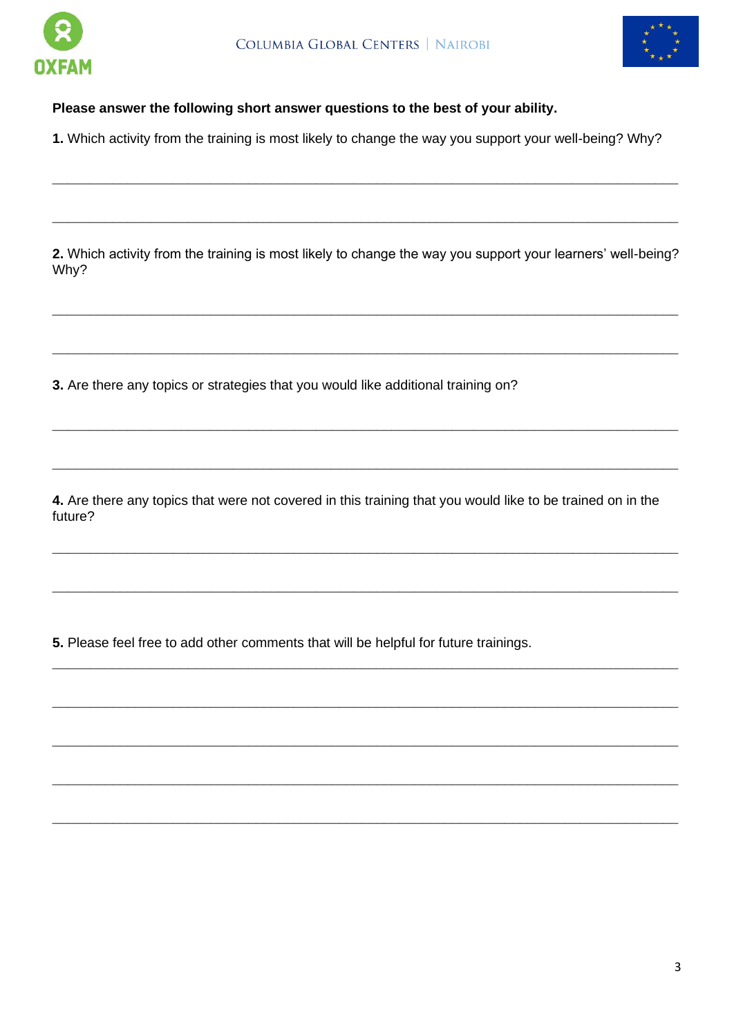**Please answer the following short answer questions to the best of your ability.**

**1.** Which activity from the training is most likely to change the way you support your well-being? Why?

______________________________________________________________________________

______________________________________________________________________________

**2.** Which activity from the training is most likely to change the way you support your learners' well-being? Why?

______________________________________________________________________________

______________________________________________________________________________

**3.** Are there any topics or strategies that you would like additional training on?

______________________________________________________________________________

______________________________________________________________________________

**4.** Are there any topics that were not covered in this training that you would like to be trained on in the future?

______________________________________________________________________________

______________________________________________________________________________

**5.** Please feel free to add other comments that will be helpful for future trainings.

______________________________________________________________________________

______________________________________________________________________________

______________________________________________________________________________

______________________________________________________________________________

______________________________________________________________________________